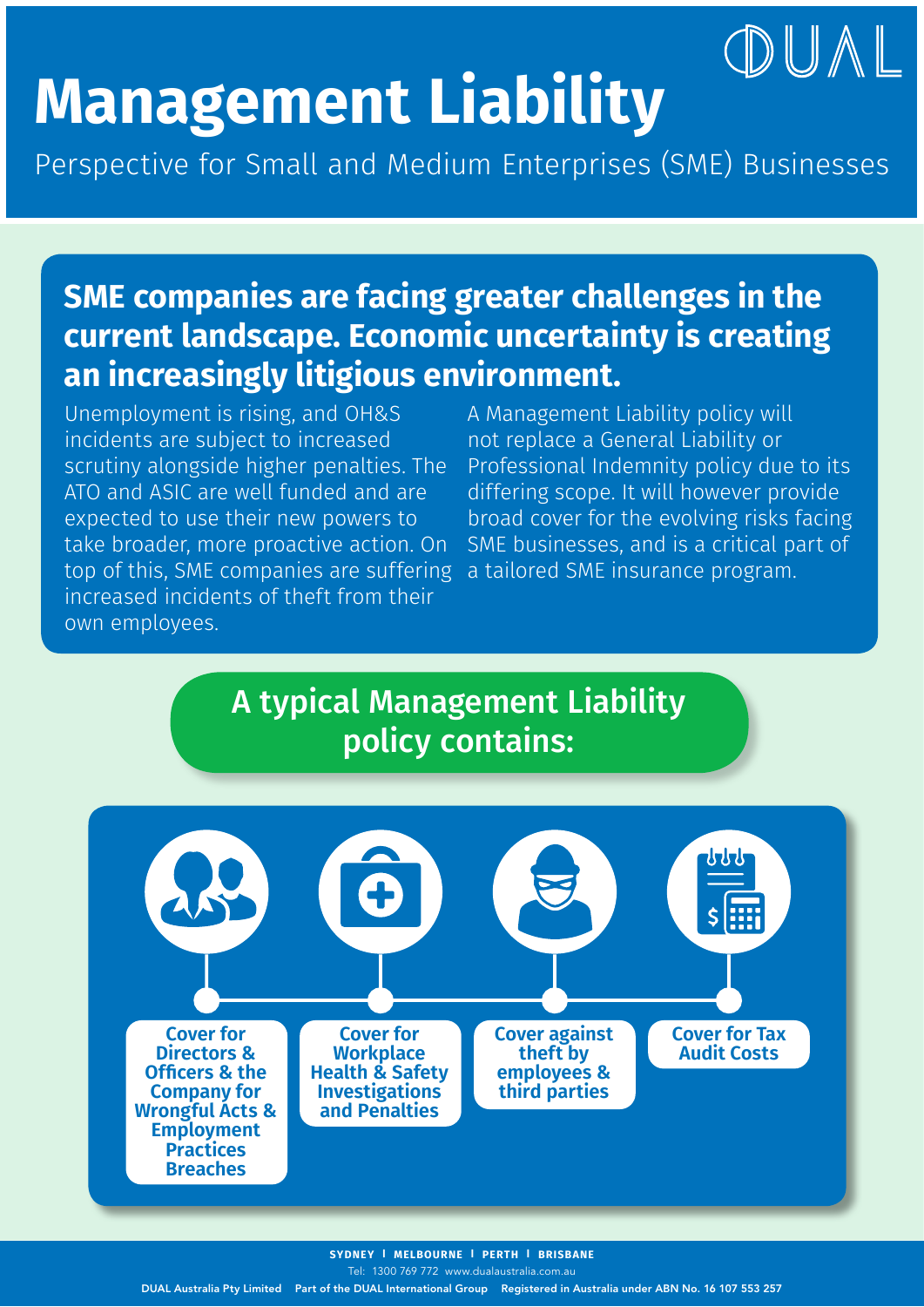# Management Liability

Perspective for Small and Medium Enterprises (SME) Businesses

DUAL

## SME companies are facing greater challenges in the current landscape. Economic uncertainty is creating an increasingly litigious environment.

Unemployment is rising, and OH&S incidents are subject to increased scrutiny alongside higher penalties. The ATO and ASIC are well funded and are expected to use their new powers to take broader, more proactive action. On top of this, SME companies are suffering increased incidents of theft from their own employees.

A Management Liability policy will not replace a General Liability or Professional Indemnity policy due to its differing scope. It will however provide broad cover for the evolving risks facing SME businesses, and is a critical part of a tailored SME insurance program.

## A typical Management Liability policy contains:

- **Cover for Directors & Officers & the Company for Wrongful Acts & Employment Practices Breaches**
- **Cover for Workplace Health & Safety Investigations and Penalties**
- **Cover against theft by employees & third parties**
- **Cover for Tax Audit Costs**

SYDNEY | MELBOURNE | PERTH | BRISBANE

Tel: 1300 769 772 www.dualaustralia.com.au

DUAL Australia Pty Limited Part of the DUAL International Group Registered in Australia under ABN No. 16 107 553 257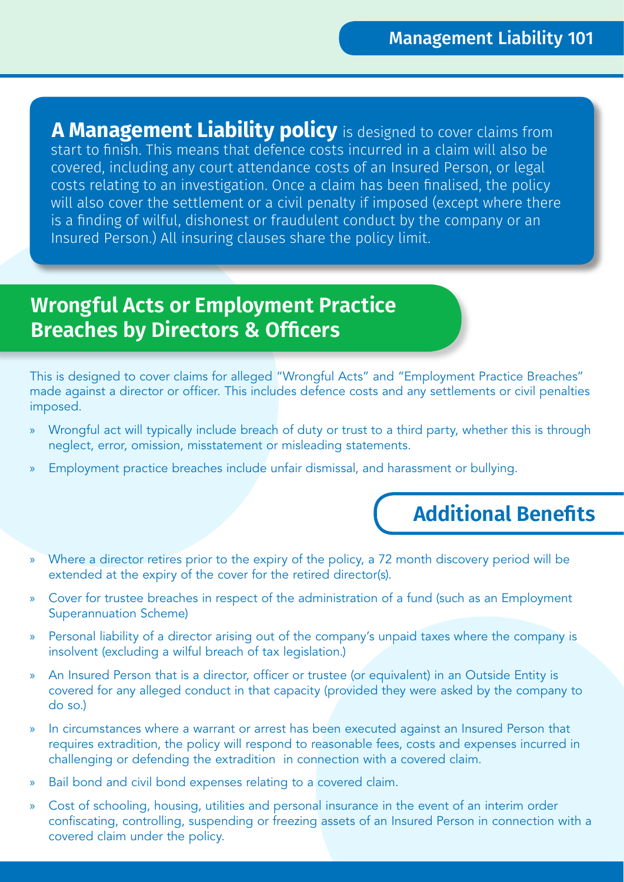**A Management Liability policy** is designed to cover claims from start to finish. This means that defence costs incurred in a claim will also be covered, including any court attendance costs of an Insured Person, or legal costs relating to an investigation. Once a claim has been finalised, the policy will also cover the settlement or a civil penalty if imposed (except where there is a finding of wilful, dishonest or fraudulent conduct by the company or an Insured Person.) All insuring clauses share the policy limit.

## Wrongful Acts or Employment Practice Breaches by Directors & Officers

This is designed to cover claims for alleged "Wrongful Acts" and "Employment Practice Breaches" made against a director or officer. This includes defence costs and any settlements or civil penalties imposed.

- Wrongful act will typically include breach of duty or trust to a third party, whether this is through neglect, error, omission, misstatement or misleading statements.
- Employment practice breaches include unfair dismissal, and harassment or bullying.

## Additional Benefits

- Where a director retires prior to the expiry of the policy, a 72 month discovery period will be extended at the expiry of the cover for the retired director(s).
- Cover for trustee breaches in respect of the administration of a fund (such as an Employment Superannuation Scheme)
- Personal liability of a director arising out of the company's unpaid taxes where the company is insolvent (excluding a wilful breach of tax legislation.)
- An Insured Person that is a director, officer or trustee (or equivalent) in an Outside Entity is covered for any alleged conduct in that capacity (provided they were asked by the company to do so.)
- In circumstances where a warrant or arrest has been executed against an Insured Person that requires extradition, the policy will respond to reasonable fees, costs and expenses incurred in challenging or defending the extradition in connection with a covered claim.
- Bail bond and civil bond expenses relating to a covered claim.
- Cost of schooling, housing, utilities and personal insurance in the event of an interim order confiscating, controlling, suspending or freezing assets of an Insured Person in connection with a covered claim under the policy.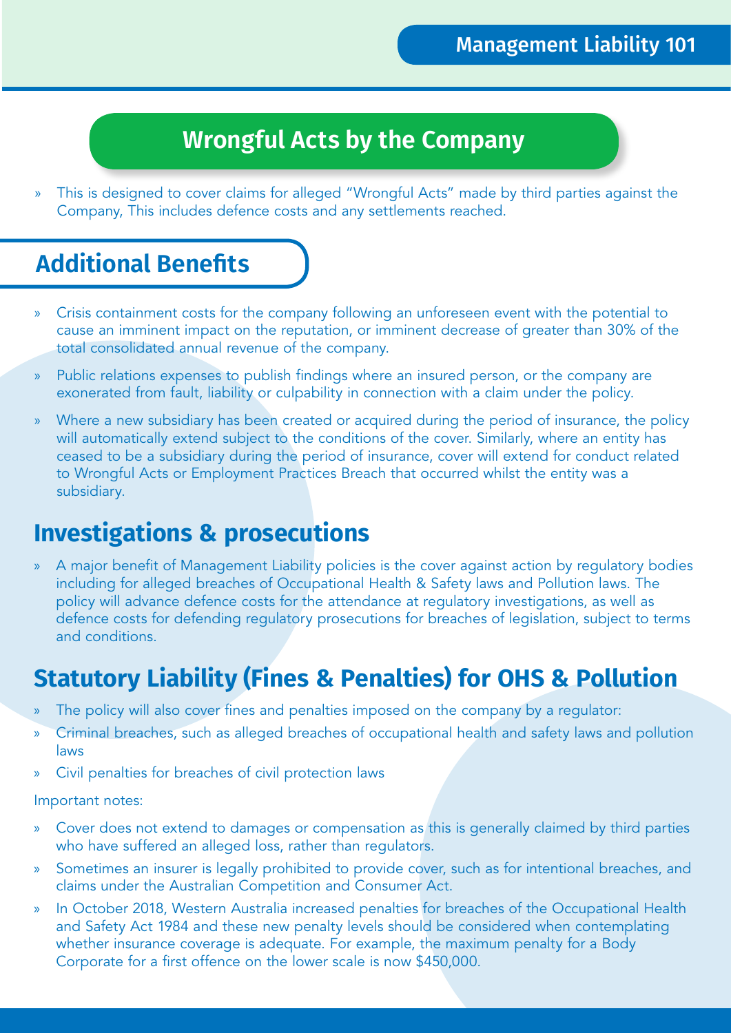## Wrongful Acts by the Company

- This is designed to cover claims for alleged "Wrongful Acts" made by third parties against the Company, This includes defence costs and any settlements reached.

## Additional Benefits

- Crisis containment costs for the company following an unforeseen event with the potential to cause an imminent impact on the reputation, or imminent decrease of greater than 30% of the total consolidated annual revenue of the company.
- Public relations expenses to publish findings where an insured person, or the company are exonerated from fault, liability or culpability in connection with a claim under the policy.
- Where a new subsidiary has been created or acquired during the period of insurance, the policy will automatically extend subject to the conditions of the cover. Similarly, where an entity has ceased to be a subsidiary during the period of insurance, cover will extend for conduct related to Wrongful Acts or Employment Practices Breach that occurred whilst the entity was a subsidiary.

## Investigations & prosecutions

- A major benefit of Management Liability policies is the cover against action by regulatory bodies including for alleged breaches of Occupational Health & Safety laws and Pollution laws. The policy will advance defence costs for the attendance at regulatory investigations, as well as defence costs for defending regulatory prosecutions for breaches of legislation, subject to terms and conditions.

## Statutory Liability (Fines & Penalties) for OHS & Pollution

- The policy will also cover fines and penalties imposed on the company by a regulator:
- Criminal breaches, such as alleged breaches of occupational health and safety laws and pollution laws
- Civil penalties for breaches of civil protection laws

Important notes:

- Cover does not extend to damages or compensation as this is generally claimed by third parties who have suffered an alleged loss, rather than regulators.
- Sometimes an insurer is legally prohibited to provide cover, such as for intentional breaches, and claims under the Australian Competition and Consumer Act.
- In October 2018, Western Australia increased penalties for breaches of the Occupational Health and Safety Act 1984 and these new penalty levels should be considered when contemplating whether insurance coverage is adequate. For example, the maximum penalty for a Body Corporate for a first offence on the lower scale is now $450,000.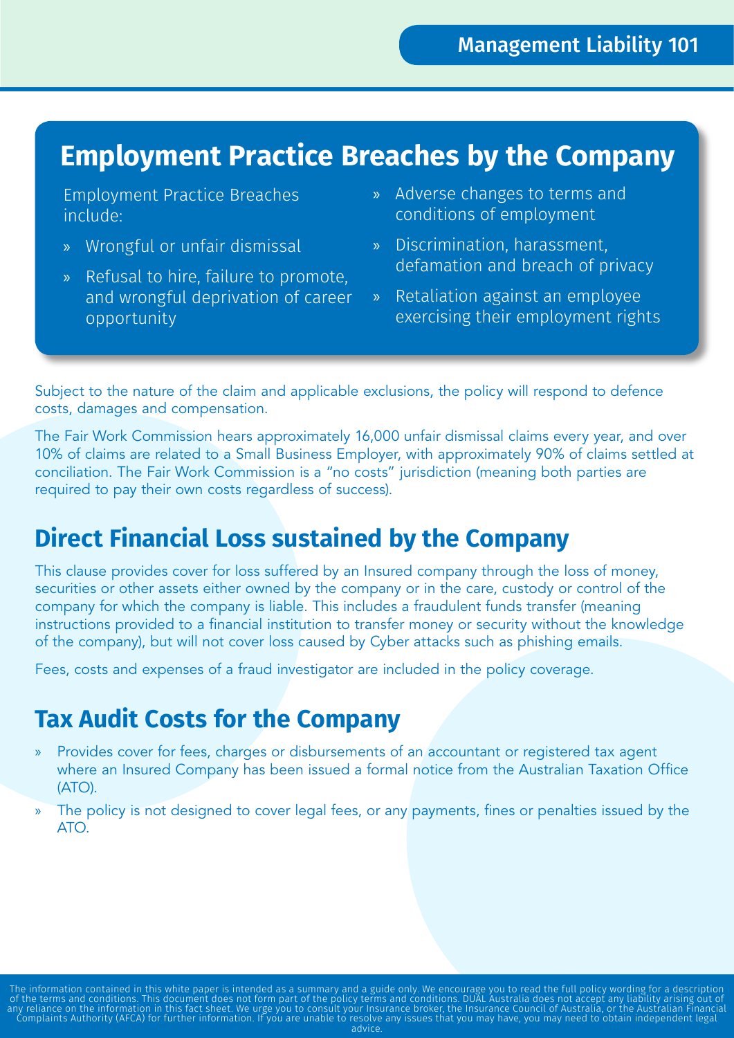## Employment Practice Breaches by the Company

Employment Practice Breaches include:

- Wrongful or unfair dismissal
- Refusal to hire, failure to promote, and wrongful deprivation of career opportunity
- Adverse changes to terms and conditions of employment
- Discrimination, harassment, defamation and breach of privacy
- Retaliation against an employee exercising their employment rights

Subject to the nature of the claim and applicable exclusions, the policy will respond to defence costs, damages and compensation.

The Fair Work Commission hears approximately 16,000 unfair dismissal claims every year, and over 10% of claims are related to a Small Business Employer, with approximately 90% of claims settled at conciliation. The Fair Work Commission is a "no costs" jurisdiction (meaning both parties are required to pay their own costs regardless of success).

## Direct Financial Loss sustained by the Company

This clause provides cover for loss suffered by an Insured company through the loss of money, securities or other assets either owned by the company or in the care, custody or control of the company for which the company is liable. This includes a fraudulent funds transfer (meaning instructions provided to a financial institution to transfer money or security without the knowledge of the company), but will not cover loss caused by Cyber attacks such as phishing emails.

Fees, costs and expenses of a fraud investigator are included in the policy coverage.

## Tax Audit Costs for the Company

- Provides cover for fees, charges or disbursements of an accountant or registered tax agent where an Insured Company has been issued a formal notice from the Australian Taxation Office (ATO).
- The policy is not designed to cover legal fees, or any payments, fines or penalties issued by the ATO.

The information contained in this white paper is intended as a summary and a guide only. We encourage you to read the full policy wording for a description of the terms and conditions. This document does not form part of the policy terms and conditions. DUAL Australia does not accept any liability arising out of any reliance on the information in this fact sheet. We urge you to consult your Insurance broker, the Insurance Council of Australia, or the Australian Financial Complaints Authority (AFCA) for further information. If you are unable to resolve any issues that you may have, you may need to obtain independent legal advice.